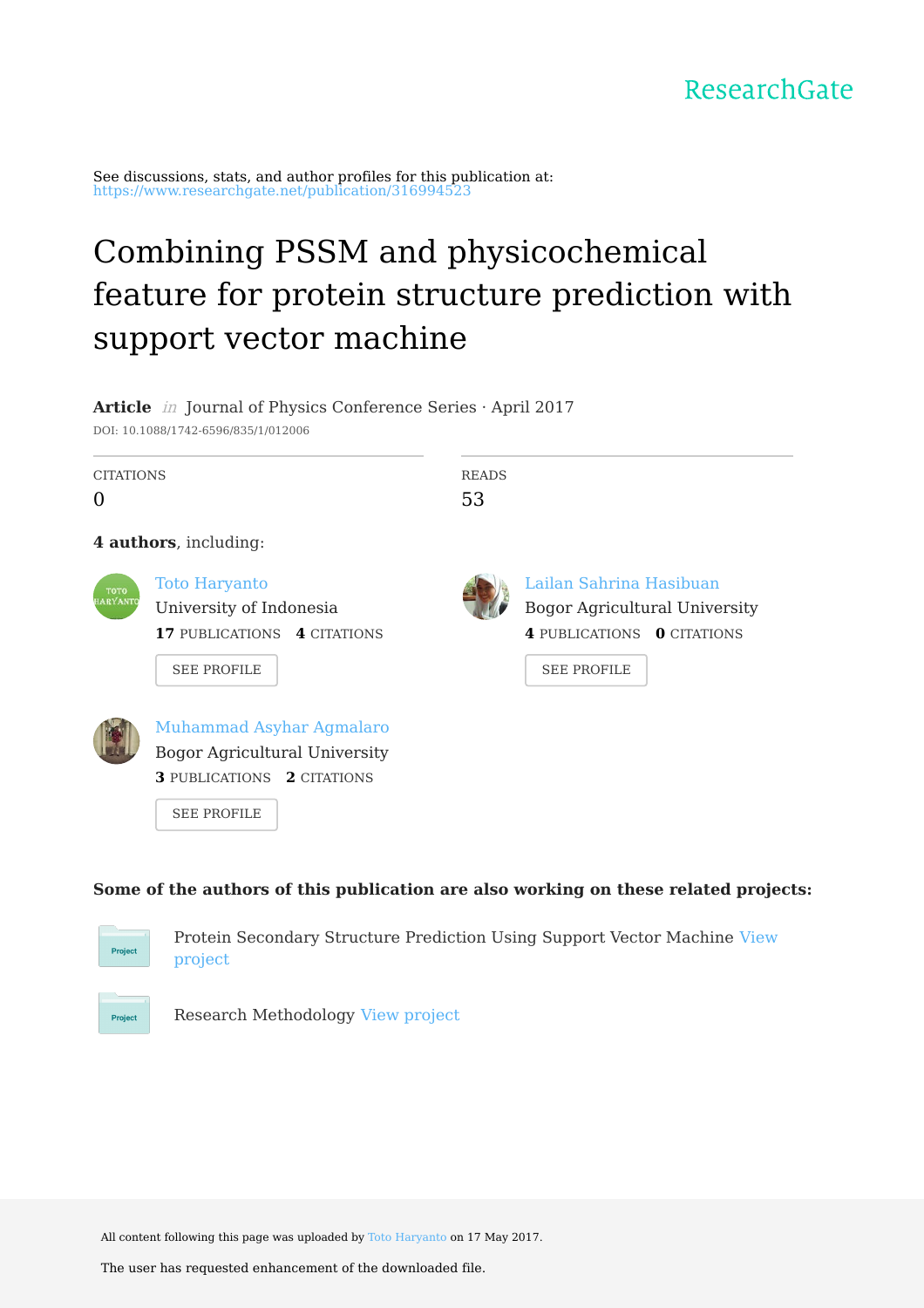ResearchGate

See discussions, stats, and author profiles for this publication at: https://www.researchgate.net/publication/316994523

# Combining PSSM and physicochemical feature for protein structure prediction with support vector machine

**Article** *in* Journal of Physics Conference Series · April 2017

DOI: 10.1088/1742-6596/835/1/012006

| CITATIONS | READS |
| --- | --- |
| 0 | 53 |

**4 authors**, including:

**Toto Haryanto**
University of Indonesia
**17** PUBLICATIONS **4** CITATIONS
SEE PROFILE

**Lailan Sahrina Hasibuan**
Bogor Agricultural University
**4** PUBLICATIONS **0** CITATIONS
SEE PROFILE

**Muhammad Asyhar Agmalaro**
Bogor Agricultural University
**3** PUBLICATIONS **2** CITATIONS
SEE PROFILE

**Some of the authors of this publication are also working on these related projects:**

Protein Secondary Structure Prediction Using Support Vector Machine View project

Research Methodology View project

All content following this page was uploaded by Toto Haryanto on 17 May 2017.

The user has requested enhancement of the downloaded file.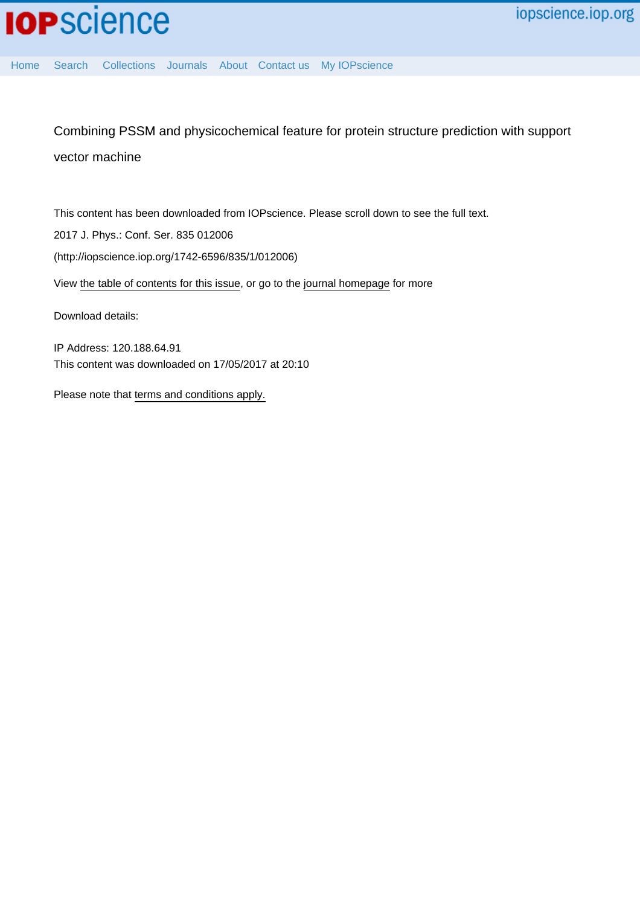Combining PSSM and physicochemical feature for protein structure prediction with support vector machine

This content has been downloaded from IOPscience. Please scroll down to see the full text.

2017 J. Phys.: Conf. Ser. 835 012006

(http://iopscience.iop.org/1742-6596/835/1/012006)

View the table of contents for this issue, or go to the journal homepage for more

Download details:

IP Address: 120.188.64.91

This content was downloaded on 17/05/2017 at 20:10

Please note that terms and conditions apply.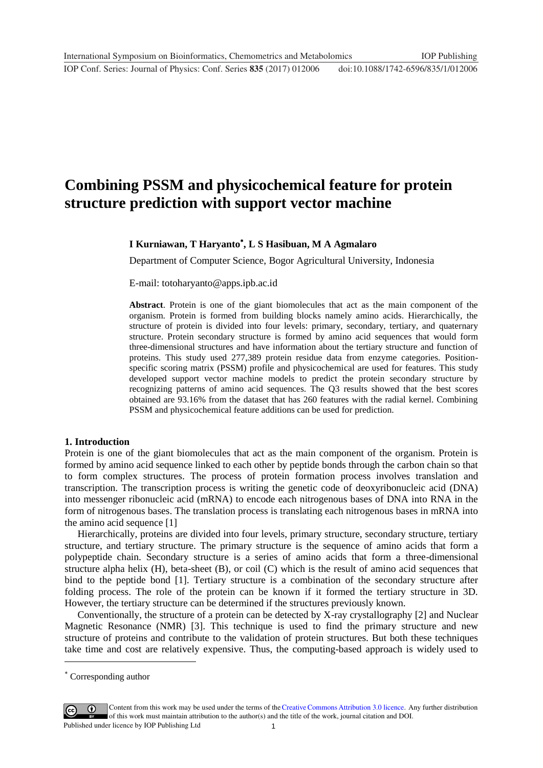# Combining PSSM and physicochemical feature for protein structure prediction with support vector machine

**I Kurniawan, T Haryanto[*], L S Hasibuan, M A Agmalaro**

Department of Computer Science, Bogor Agricultural University, Indonesia

E-mail: totoharyanto@apps.ipb.ac.id

**Abstract**. Protein is one of the giant biomolecules that act as the main component of the organism. Protein is formed from building blocks namely amino acids. Hierarchically, the structure of protein is divided into four levels: primary, secondary, tertiary, and quaternary structure. Protein secondary structure is formed by amino acid sequences that would form three-dimensional structures and have information about the tertiary structure and function of proteins. This study used 277,389 protein residue data from enzyme categories. Position-specific scoring matrix (PSSM) profile and physicochemical are used for features. This study developed support vector machine models to predict the protein secondary structure by recognizing patterns of amino acid sequences. The Q3 results showed that the best scores obtained are 93.16% from the dataset that has 260 features with the radial kernel. Combining PSSM and physicochemical feature additions can be used for prediction.

## 1. Introduction

Protein is one of the giant biomolecules that act as the main component of the organism. Protein is formed by amino acid sequence linked to each other by peptide bonds through the carbon chain so that to form complex structures. The process of protein formation process involves translation and transcription. The transcription process is writing the genetic code of deoxyribonucleic acid (DNA) into messenger ribonucleic acid (mRNA) to encode each nitrogenous bases of DNA into RNA in the form of nitrogenous bases. The translation process is translating each nitrogenous bases in mRNA into the amino acid sequence [1]

Hierarchically, proteins are divided into four levels, primary structure, secondary structure, tertiary structure, and tertiary structure. The primary structure is the sequence of amino acids that form a polypeptide chain. Secondary structure is a series of amino acids that form a three-dimensional structure alpha helix (H), beta-sheet (B), or coil (C) which is the result of amino acid sequences that bind to the peptide bond [1]. Tertiary structure is a combination of the secondary structure after folding process. The role of the protein can be known if it formed the tertiary structure in 3D. However, the tertiary structure can be determined if the structures previously known.

Conventionally, the structure of a protein can be detected by X-ray crystallography [2] and Nuclear Magnetic Resonance (NMR) [3]. This technique is used to find the primary structure and new structure of proteins and contribute to the validation of protein structures. But both these techniques take time and cost are relatively expensive. Thus, the computing-based approach is widely used to

[*] Corresponding author

Content from this work may be used under the terms of the Creative Commons Attribution 3.0 licence. Any further distribution of this work must maintain attribution to the author(s) and the title of the work, journal citation and DOI.
Published under licence by IOP Publishing Ltd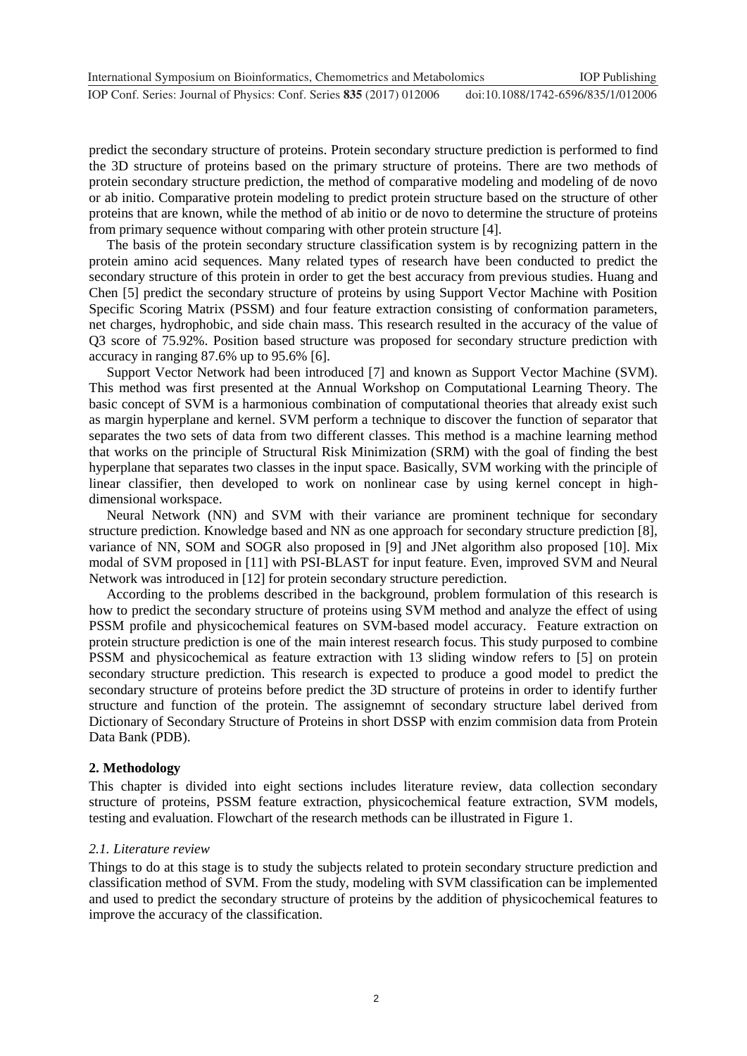predict the secondary structure of proteins. Protein secondary structure prediction is performed to find the 3D structure of proteins based on the primary structure of proteins. There are two methods of protein secondary structure prediction, the method of comparative modeling and modeling of de novo or ab initio. Comparative protein modeling to predict protein structure based on the structure of other proteins that are known, while the method of ab initio or de novo to determine the structure of proteins from primary sequence without comparing with other protein structure [4].

The basis of the protein secondary structure classification system is by recognizing pattern in the protein amino acid sequences. Many related types of research have been conducted to predict the secondary structure of this protein in order to get the best accuracy from previous studies. Huang and Chen [5] predict the secondary structure of proteins by using Support Vector Machine with Position Specific Scoring Matrix (PSSM) and four feature extraction consisting of conformation parameters, net charges, hydrophobic, and side chain mass. This research resulted in the accuracy of the value of Q3 score of 75.92%. Position based structure was proposed for secondary structure prediction with accuracy in ranging 87.6% up to 95.6% [6].

Support Vector Network had been introduced [7] and known as Support Vector Machine (SVM). This method was first presented at the Annual Workshop on Computational Learning Theory. The basic concept of SVM is a harmonious combination of computational theories that already exist such as margin hyperplane and kernel. SVM perform a technique to discover the function of separator that separates the two sets of data from two different classes. This method is a machine learning method that works on the principle of Structural Risk Minimization (SRM) with the goal of finding the best hyperplane that separates two classes in the input space. Basically, SVM working with the principle of linear classifier, then developed to work on nonlinear case by using kernel concept in high-dimensional workspace.

Neural Network (NN) and SVM with their variance are prominent technique for secondary structure prediction. Knowledge based and NN as one approach for secondary structure prediction [8], variance of NN, SOM and SOGR also proposed in [9] and JNet algorithm also proposed [10]. Mix modal of SVM proposed in [11] with PSI-BLAST for input feature. Even, improved SVM and Neural Network was introduced in [12] for protein secondary structure perediction.

According to the problems described in the background, problem formulation of this research is how to predict the secondary structure of proteins using SVM method and analyze the effect of using PSSM profile and physicochemical features on SVM-based model accuracy. Feature extraction on protein structure prediction is one of the main interest research focus. This study purposed to combine PSSM and physicochemical as feature extraction with 13 sliding window refers to [5] on protein secondary structure prediction. This research is expected to produce a good model to predict the secondary structure of proteins before predict the 3D structure of proteins in order to identify further structure and function of the protein. The assignemnt of secondary structure label derived from Dictionary of Secondary Structure of Proteins in short DSSP with enzim commision data from Protein Data Bank (PDB).

## 2. Methodology

This chapter is divided into eight sections includes literature review, data collection secondary structure of proteins, PSSM feature extraction, physicochemical feature extraction, SVM models, testing and evaluation. Flowchart of the research methods can be illustrated in Figure 1.

### *2.1. Literature review*

Things to do at this stage is to study the subjects related to protein secondary structure prediction and classification method of SVM. From the study, modeling with SVM classification can be implemented and used to predict the secondary structure of proteins by the addition of physicochemical features to improve the accuracy of the classification.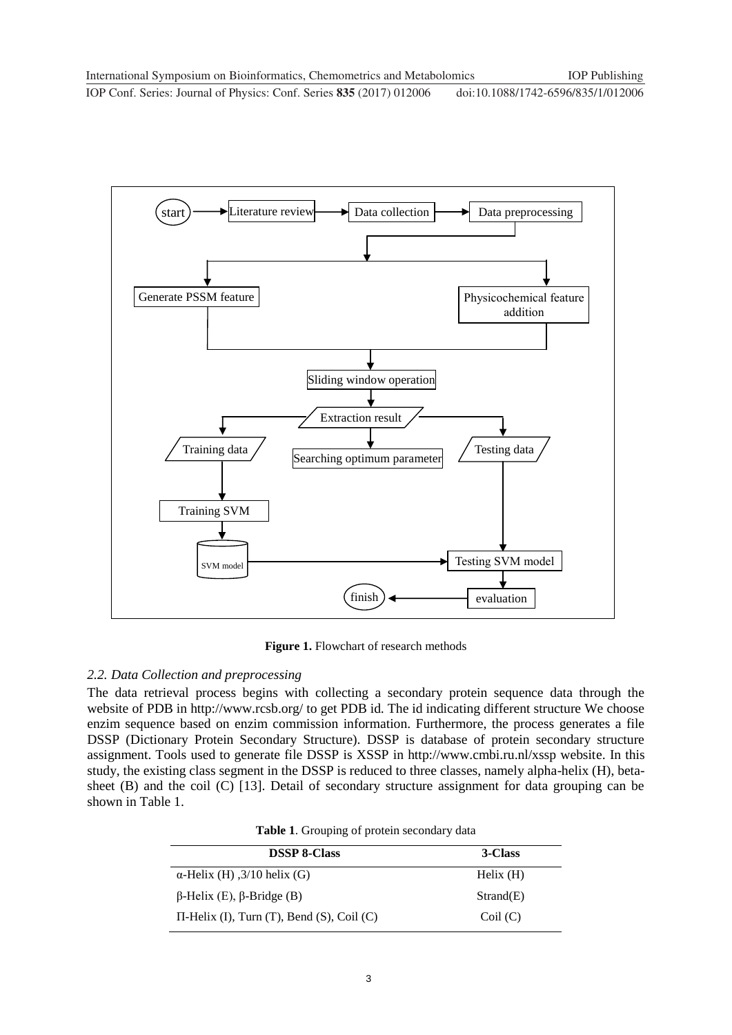start

Literature review

Data collection

Data preprocessing

Generate PSSM feature

Physicochemical feature addition

Sliding window operation

Extraction result

Training data

Searching optimum parameter

Testing data

Training SVM

SVM model

Testing SVM model

finish

evaluation

**Figure 1.** Flowchart of research methods

### *2.2. Data Collection and preprocessing*

The data retrieval process begins with collecting a secondary protein sequence data through the website of PDB in http://www.rcsb.org/ to get PDB id. The id indicating different structure We choose enzim sequence based on enzim commission information. Furthermore, the process generates a file DSSP (Dictionary Protein Secondary Structure). DSSP is database of protein secondary structure assignment. Tools used to generate file DSSP is XSSP in http://www.cmbi.ru.nl/xssp website. In this study, the existing class segment in the DSSP is reduced to three classes, namely alpha-helix (H), beta-sheet (B) and the coil (C) [13]. Detail of secondary structure assignment for data grouping can be shown in Table 1.

**Table 1**. Grouping of protein secondary data

| DSSP 8-Class | 3-Class |
|---|---|
| α-Helix (H) ,3/10 helix (G) | Helix (H) |
| β-Helix (E), β-Bridge (B) | Strand(E) |
| Π-Helix (I), Turn (T), Bend (S), Coil (C) | Coil (C) |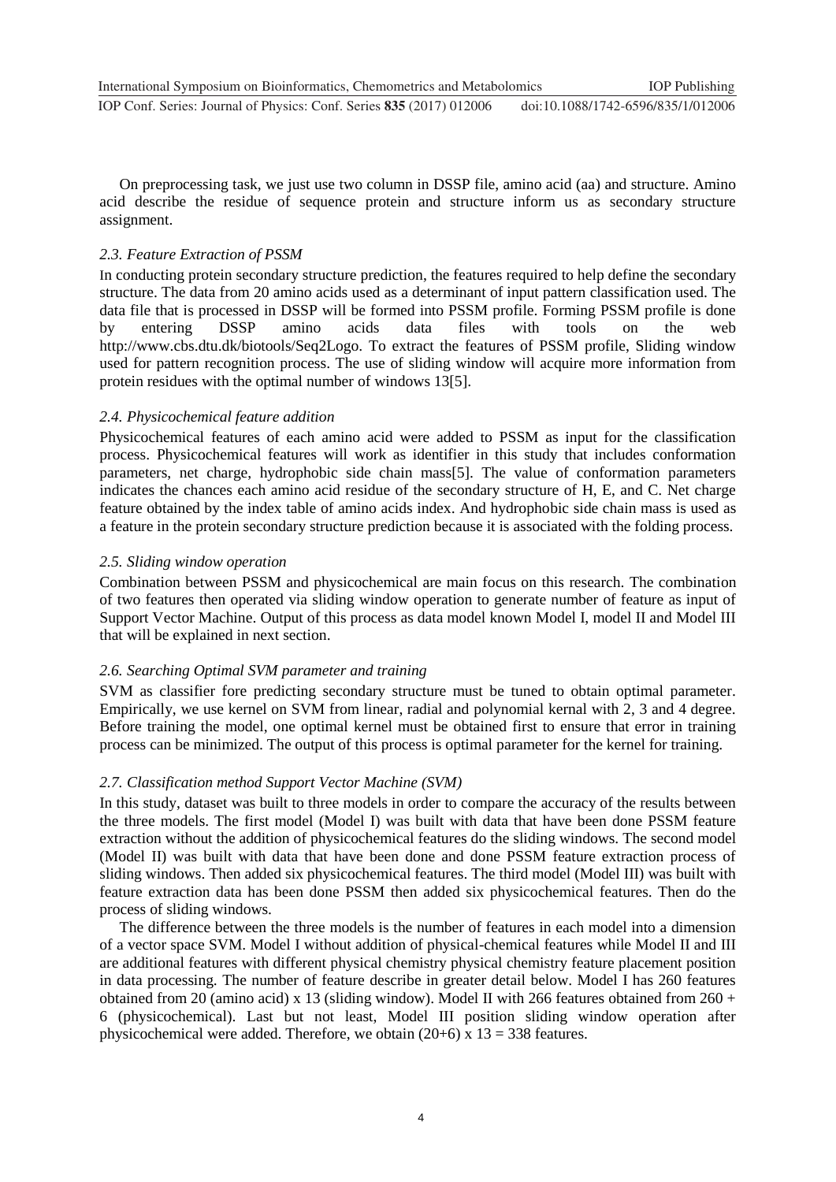On preprocessing task, we just use two column in DSSP file, amino acid (aa) and structure. Amino acid describe the residue of sequence protein and structure inform us as secondary structure assignment.

### *2.3. Feature Extraction of PSSM*

In conducting protein secondary structure prediction, the features required to help define the secondary structure. The data from 20 amino acids used as a determinant of input pattern classification used. The data file that is processed in DSSP will be formed into PSSM profile. Forming PSSM profile is done by entering DSSP amino acids data files with tools on the web http://www.cbs.dtu.dk/biotools/Seq2Logo. To extract the features of PSSM profile, Sliding window used for pattern recognition process. The use of sliding window will acquire more information from protein residues with the optimal number of windows 13[5].

### *2.4. Physicochemical feature addition*

Physicochemical features of each amino acid were added to PSSM as input for the classification process. Physicochemical features will work as identifier in this study that includes conformation parameters, net charge, hydrophobic side chain mass[5]. The value of conformation parameters indicates the chances each amino acid residue of the secondary structure of H, E, and C. Net charge feature obtained by the index table of amino acids index. And hydrophobic side chain mass is used as a feature in the protein secondary structure prediction because it is associated with the folding process.

### *2.5. Sliding window operation*

Combination between PSSM and physicochemical are main focus on this research. The combination of two features then operated via sliding window operation to generate number of feature as input of Support Vector Machine. Output of this process as data model known Model I, model II and Model III that will be explained in next section.

### *2.6. Searching Optimal SVM parameter and training*

SVM as classifier fore predicting secondary structure must be tuned to obtain optimal parameter. Empirically, we use kernel on SVM from linear, radial and polynomial kernal with 2, 3 and 4 degree. Before training the model, one optimal kernel must be obtained first to ensure that error in training process can be minimized. The output of this process is optimal parameter for the kernel for training.

### *2.7. Classification method Support Vector Machine (SVM)*

In this study, dataset was built to three models in order to compare the accuracy of the results between the three models. The first model (Model I) was built with data that have been done PSSM feature extraction without the addition of physicochemical features do the sliding windows. The second model (Model II) was built with data that have been done and done PSSM feature extraction process of sliding windows. Then added six physicochemical features. The third model (Model III) was built with feature extraction data has been done PSSM then added six physicochemical features. Then do the process of sliding windows.

The difference between the three models is the number of features in each model into a dimension of a vector space SVM. Model I without addition of physical-chemical features while Model II and III are additional features with different physical chemistry physical chemistry feature placement position in data processing. The number of feature describe in greater detail below. Model I has 260 features obtained from 20 (amino acid) x 13 (sliding window). Model II with 266 features obtained from 260 + 6 (physicochemical). Last but not least, Model III position sliding window operation after physicochemical were added. Therefore, we obtain $(20+6) \times 13 = 338$ features.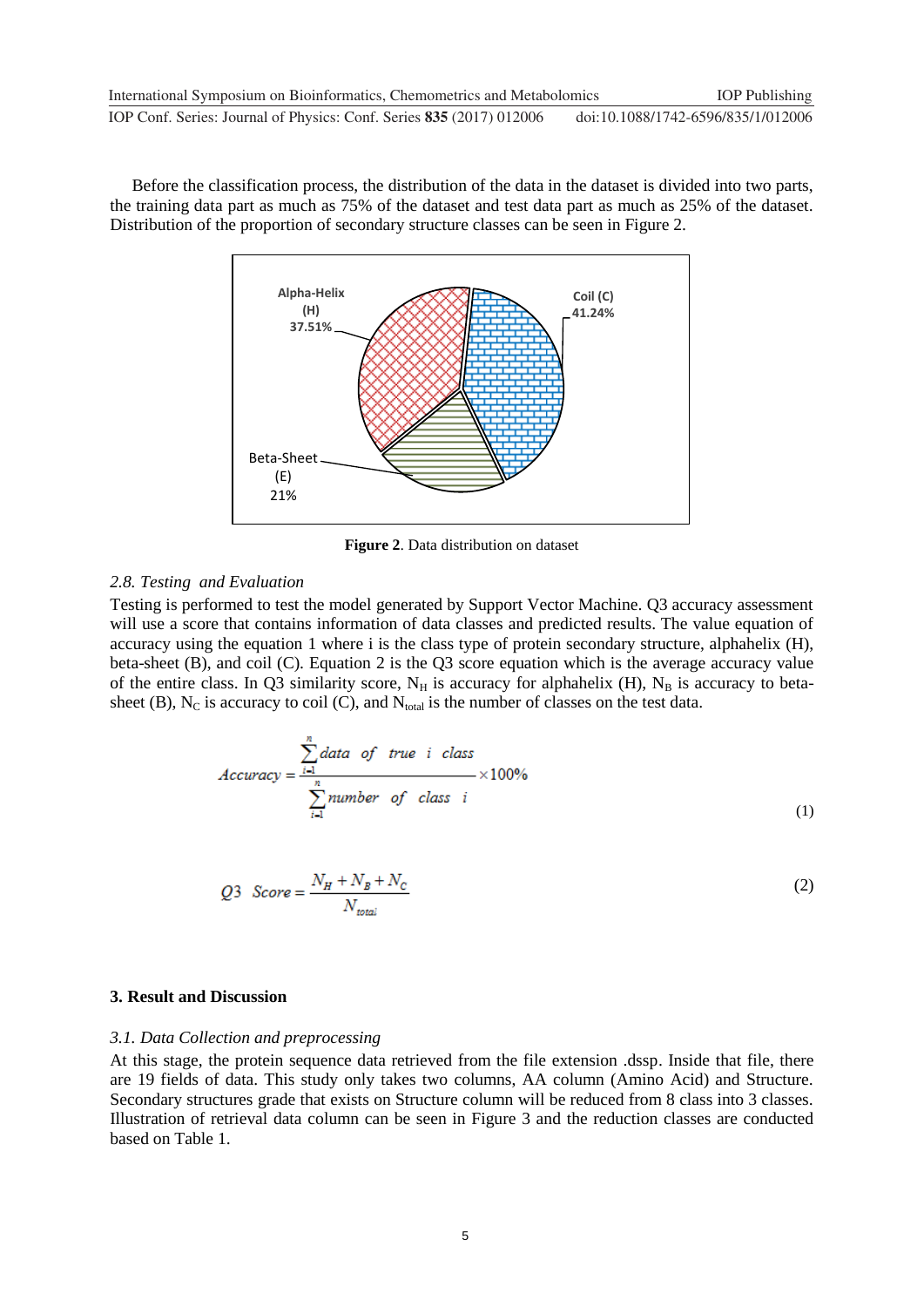Before the classification process, the distribution of the data in the dataset is divided into two parts, the training data part as much as 75% of the dataset and test data part as much as 25% of the dataset. Distribution of the proportion of secondary structure classes can be seen in Figure 2.

Alpha-Helix (H) 37.51%

Coil (C) 41.24%

Beta-Sheet (E) 21%

**Figure 2**. Data distribution on dataset

### *2.8. Testing and Evaluation*

Testing is performed to test the model generated by Support Vector Machine. Q3 accuracy assessment will use a score that contains information of data classes and predicted results. The value equation of accuracy using the equation 1 where i is the class type of protein secondary structure, alphahelix (H), beta-sheet (B), and coil (C). Equation 2 is the Q3 score equation which is the average accuracy value of the entire class. In Q3 similarity score, $N_H$ is accuracy for alphahelix (H), $N_B$ is accuracy to beta-sheet (B), $N_C$ is accuracy to coil (C), and $N_{total}$ is the number of classes on the test data.

$$Accuracy = \frac{\sum_{i=1}^{n} data \ \ of \ \ true \ \ i \ \ class}{\sum_{i=1}^{n} number \ \ of \ \ class \ \ i} \times 100\% \tag{1}$$

$$Q3 \ \ Score = \frac{N_H + N_B + N_C}{N_{total}} \tag{2}$$

## 3. Result and Discussion

### *3.1. Data Collection and preprocessing*

At this stage, the protein sequence data retrieved from the file extension .dssp. Inside that file, there are 19 fields of data. This study only takes two columns, AA column (Amino Acid) and Structure. Secondary structures grade that exists on Structure column will be reduced from 8 class into 3 classes. Illustration of retrieval data column can be seen in Figure 3 and the reduction classes are conducted based on Table 1.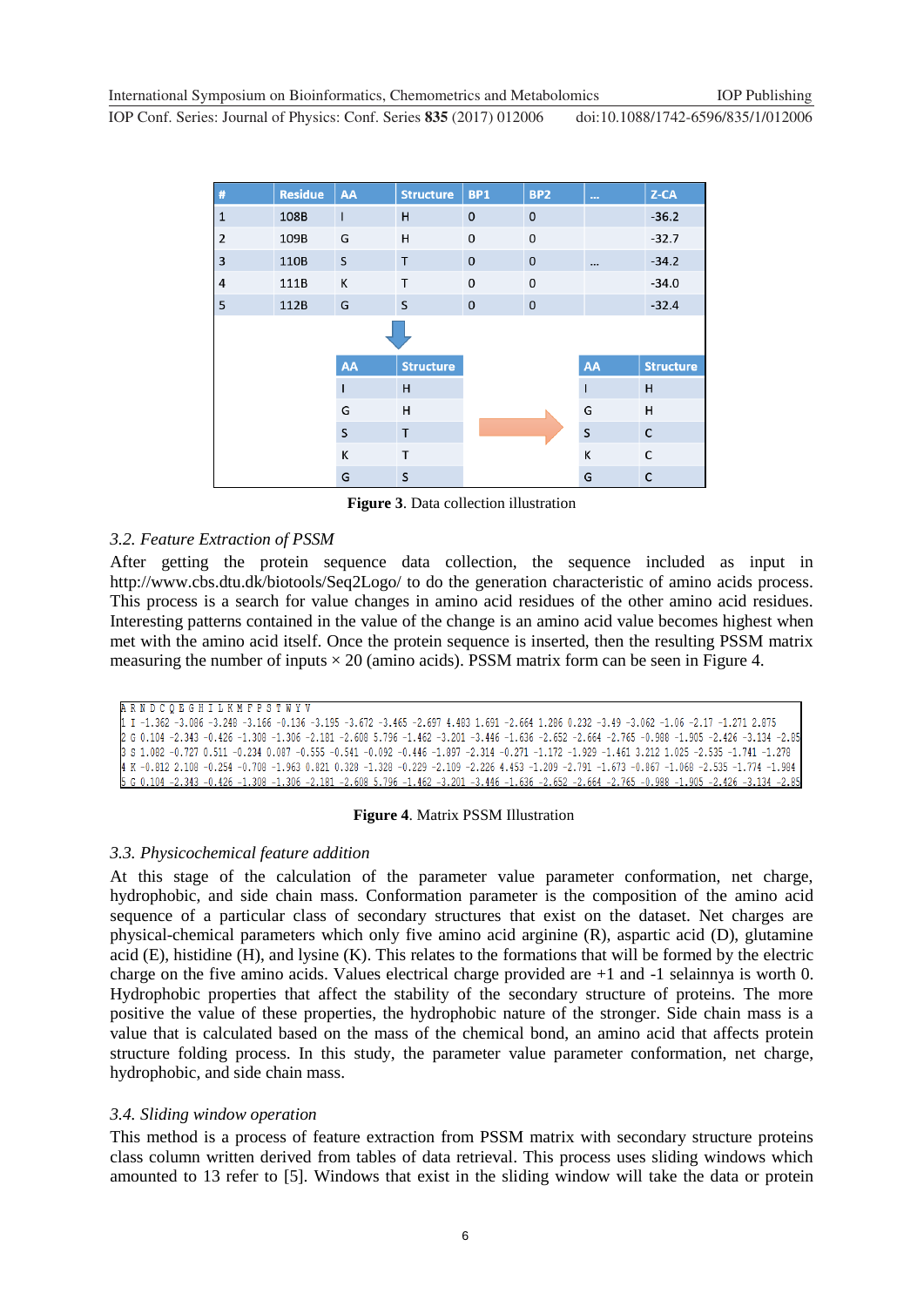| # | Residue | AA | Structure | BP1 | BP2 | ... | Z-CA |
|---|---|---|---|---|---|---|---|
| 1 | 108B | I | H | 0 | 0 | | -36.2 |
| 2 | 109B | G | H | 0 | 0 | | -32.7 |
| 3 | 110B | S | T | 0 | 0 | ... | -34.2 |
| 4 | 111B | K | T | 0 | 0 | | -34.0 |
| 5 | 112B | G | S | 0 | 0 | | -32.4 |

| AA | Structure |
|---|---|
| I | H |
| G | H |
| S | T |
| K | T |
| G | S |

| AA | Structure |
|---|---|
| I | H |
| G | H |
| S | C |
| K | C |
| G | C |

**Figure 3**. Data collection illustration

### 3.2. *Feature Extraction of PSSM*

After getting the protein sequence data collection, the sequence included as input in http://www.cbs.dtu.dk/biotools/Seq2Logo/ to do the generation characteristic of amino acids process. This process is a search for value changes in amino acid residues of the other amino acid residues. Interesting patterns contained in the value of the change is an amino acid value becomes highest when met with the amino acid itself. Once the protein sequence is inserted, then the resulting PSSM matrix measuring the number of inputs × 20 (amino acids). PSSM matrix form can be seen in Figure 4.

```
A R N D C Q E G H I L K M F P S T W Y V
1 I -1.362 -3.086 -3.248 -3.166 -0.136 -3.195 -3.672 -3.465 -2.697 4.483 1.691 -2.664 1.286 0.232 -3.49 -3.062 -1.06 -2.17 -1.271 2.875
2 G 0.104 -2.343 -0.426 -1.308 -1.306 -2.181 -2.608 5.796 -1.462 -3.201 -3.446 -1.636 -2.652 -2.664 -2.765 -0.988 -1.905 -2.426 -3.134 -2.85
3 S 1.082 -0.727 0.511 -0.234 0.087 -0.555 -0.541 -0.092 -0.446 -1.897 -2.314 -0.271 -1.172 -1.929 -1.461 3.212 1.025 -2.535 -1.741 -1.278
4 K -0.812 2.108 -0.254 -0.708 -1.963 0.821 0.328 -1.328 -0.229 -2.109 -2.226 4.453 -1.209 -2.791 -1.673 -0.867 -1.068 -2.535 -1.774 -1.984
5 G 0.104 -2.343 -0.426 -1.308 -1.306 -2.181 -2.608 5.796 -1.462 -3.201 -3.446 -1.636 -2.652 -2.664 -2.765 -0.988 -1.905 -2.426 -3.134 -2.85
```

**Figure 4**. Matrix PSSM Illustration

### 3.3. *Physicochemical feature addition*

At this stage of the calculation of the parameter value parameter conformation, net charge, hydrophobic, and side chain mass. Conformation parameter is the composition of the amino acid sequence of a particular class of secondary structures that exist on the dataset. Net charges are physical-chemical parameters which only five amino acid arginine (R), aspartic acid (D), glutamine acid (E), histidine (H), and lysine (K). This relates to the formations that will be formed by the electric charge on the five amino acids. Values electrical charge provided are +1 and -1 selainnya is worth 0. Hydrophobic properties that affect the stability of the secondary structure of proteins. The more positive the value of these properties, the hydrophobic nature of the stronger. Side chain mass is a value that is calculated based on the mass of the chemical bond, an amino acid that affects protein structure folding process. In this study, the parameter value parameter conformation, net charge, hydrophobic, and side chain mass.

### 3.4. *Sliding window operation*

This method is a process of feature extraction from PSSM matrix with secondary structure proteins class column written derived from tables of data retrieval. This process uses sliding windows which amounted to 13 refer to [5]. Windows that exist in the sliding window will take the data or protein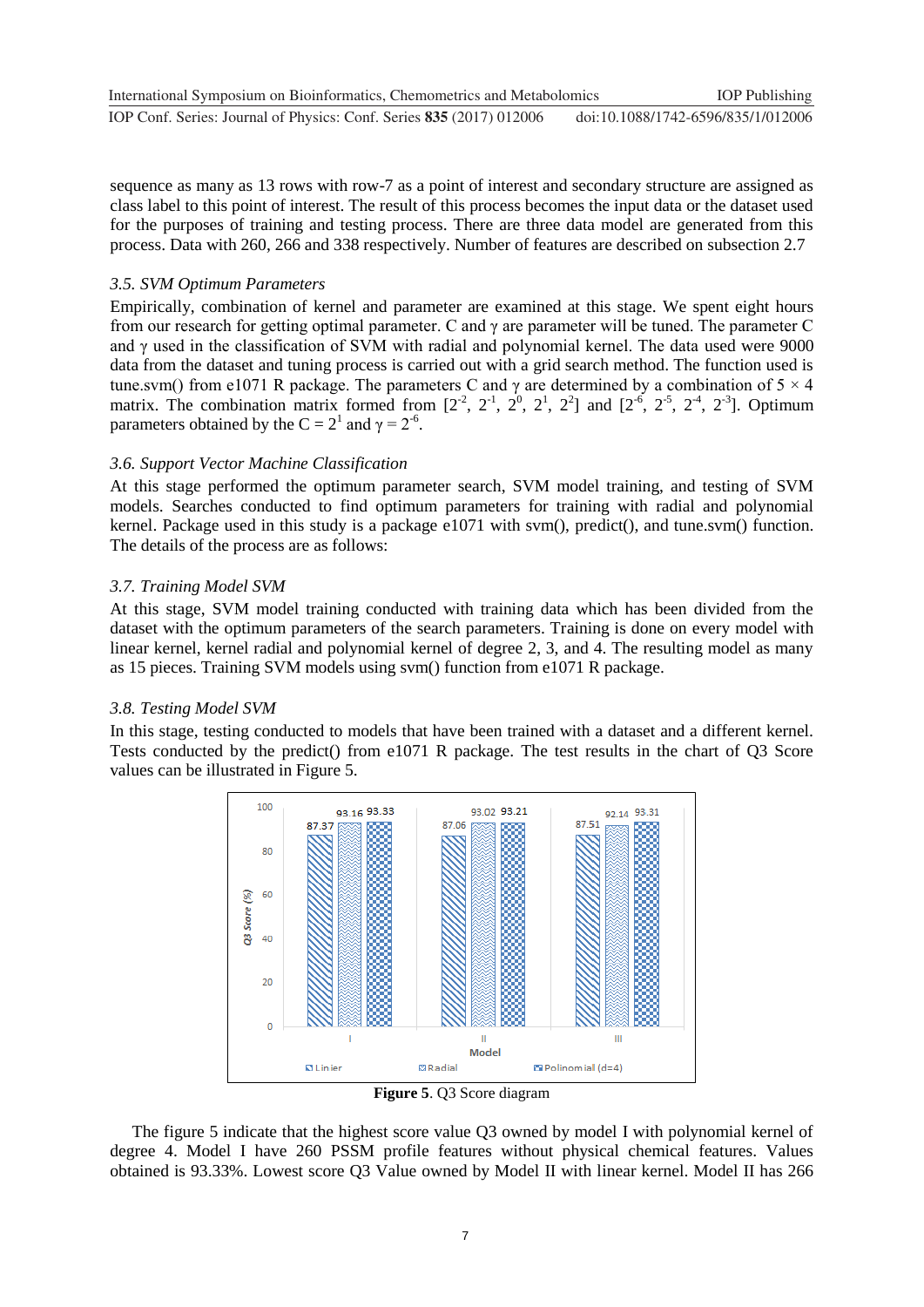sequence as many as 13 rows with row-7 as a point of interest and secondary structure are assigned as class label to this point of interest. The result of this process becomes the input data or the dataset used for the purposes of training and testing process. There are three data model are generated from this process. Data with 260, 266 and 338 respectively. Number of features are described on subsection 2.7

### *3.5. SVM Optimum Parameters*

Empirically, combination of kernel and parameter are examined at this stage. We spent eight hours from our research for getting optimal parameter. C and $\gamma$ are parameter will be tuned. The parameter C and $\gamma$ used in the classification of SVM with radial and polynomial kernel. The data used were 9000 data from the dataset and tuning process is carried out with a grid search method. The function used is tune.svm() from e1071 R package. The parameters C and $\gamma$ are determined by a combination of $5 \times 4$ matrix. The combination matrix formed from [$2^{-2}$, $2^{-1}$, $2^{0}$, $2^{1}$, $2^{2}$] and [$2^{-6}$, $2^{-5}$, $2^{-4}$, $2^{-3}$]. Optimum parameters obtained by the $C = 2^{1}$ and $\gamma = 2^{-6}$.

### *3.6. Support Vector Machine Classification*

At this stage performed the optimum parameter search, SVM model training, and testing of SVM models. Searches conducted to find optimum parameters for training with radial and polynomial kernel. Package used in this study is a package e1071 with svm(), predict(), and tune.svm() function. The details of the process are as follows:

### *3.7. Training Model SVM*

At this stage, SVM model training conducted with training data which has been divided from the dataset with the optimum parameters of the search parameters. Training is done on every model with linear kernel, kernel radial and polynomial kernel of degree 2, 3, and 4. The resulting model as many as 15 pieces. Training SVM models using svm() function from e1071 R package.

### *3.8. Testing Model SVM*

In this stage, testing conducted to models that have been trained with a dataset and a different kernel. Tests conducted by the predict() from e1071 R package. The test results in the chart of Q3 Score values can be illustrated in Figure 5.

100
80
60
40
20
0
Q3 Score (%)
87.37 93.16 93.33
87.06 93.02 93.21
87.51 92.14 93.31
I
II
III
Model
Linier
Radial
Polinomial (d=4)

**Figure 5**. Q3 Score diagram

The figure 5 indicate that the highest score value Q3 owned by model I with polynomial kernel of degree 4. Model I have 260 PSSM profile features without physical chemical features. Values obtained is 93.33%. Lowest score Q3 Value owned by Model II with linear kernel. Model II has 266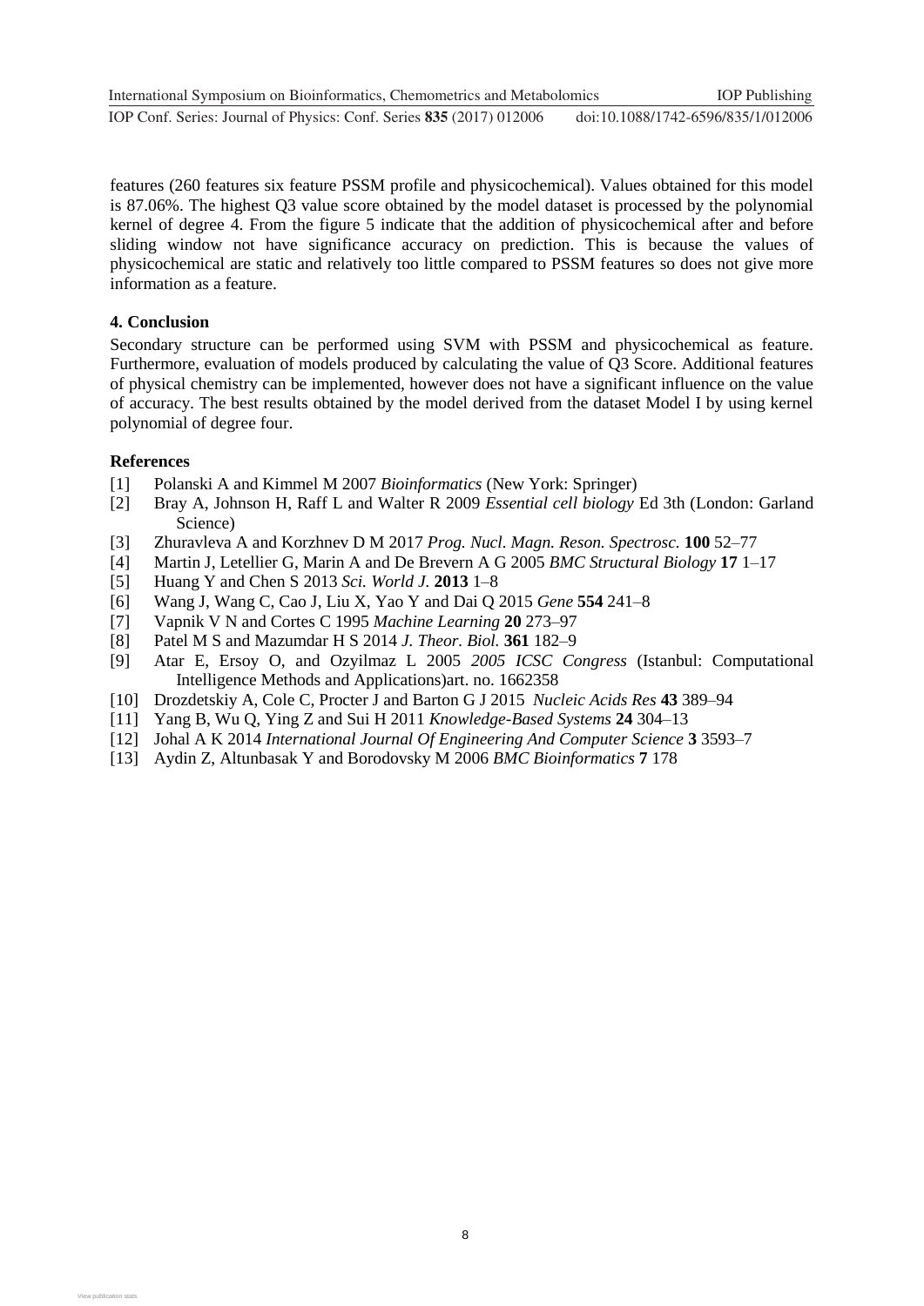features (260 features six feature PSSM profile and physicochemical). Values obtained for this model is 87.06%. The highest Q3 value score obtained by the model dataset is processed by the polynomial kernel of degree 4. From the figure 5 indicate that the addition of physicochemical after and before sliding window not have significance accuracy on prediction. This is because the values of physicochemical are static and relatively too little compared to PSSM features so does not give more information as a feature.

## 4. Conclusion

Secondary structure can be performed using SVM with PSSM and physicochemical as feature. Furthermore, evaluation of models produced by calculating the value of Q3 Score. Additional features of physical chemistry can be implemented, however does not have a significant influence on the value of accuracy. The best results obtained by the model derived from the dataset Model I by using kernel polynomial of degree four.

## References

[1] Polanski A and Kimmel M 2007 *Bioinformatics* (New York: Springer)

[2] Bray A, Johnson H, Raff L and Walter R 2009 *Essential cell biology* Ed 3th (London: Garland Science)

[3] Zhuravleva A and Korzhnev D M 2017 *Prog. Nucl. Magn. Reson. Spectrosc.* **100** 52–77

[4] Martin J, Letellier G, Marin A and De Brevern A G 2005 *BMC Structural Biology* **17** 1–17

[5] Huang Y and Chen S 2013 *Sci. World J.* **2013** 1–8

[6] Wang J, Wang C, Cao J, Liu X, Yao Y and Dai Q 2015 *Gene* **554** 241–8

[7] Vapnik V N and Cortes C 1995 *Machine Learning* **20** 273–97

[8] Patel M S and Mazumdar H S 2014 *J. Theor. Biol.* **361** 182–9

[9] Atar E, Ersoy O, and Ozyilmaz L 2005 *2005 ICSC Congress* (Istanbul: Computational Intelligence Methods and Applications)art. no. 1662358

[10] Drozdetskiy A, Cole C, Procter J and Barton G J 2015 *Nucleic Acids Res* **43** 389–94

[11] Yang B, Wu Q, Ying Z and Sui H 2011 *Knowledge-Based Systems* **24** 304–13

[12] Johal A K 2014 *International Journal Of Engineering And Computer Science* **3** 3593–7

[13] Aydin Z, Altunbasak Y and Borodovsky M 2006 *BMC Bioinformatics* **7** 178